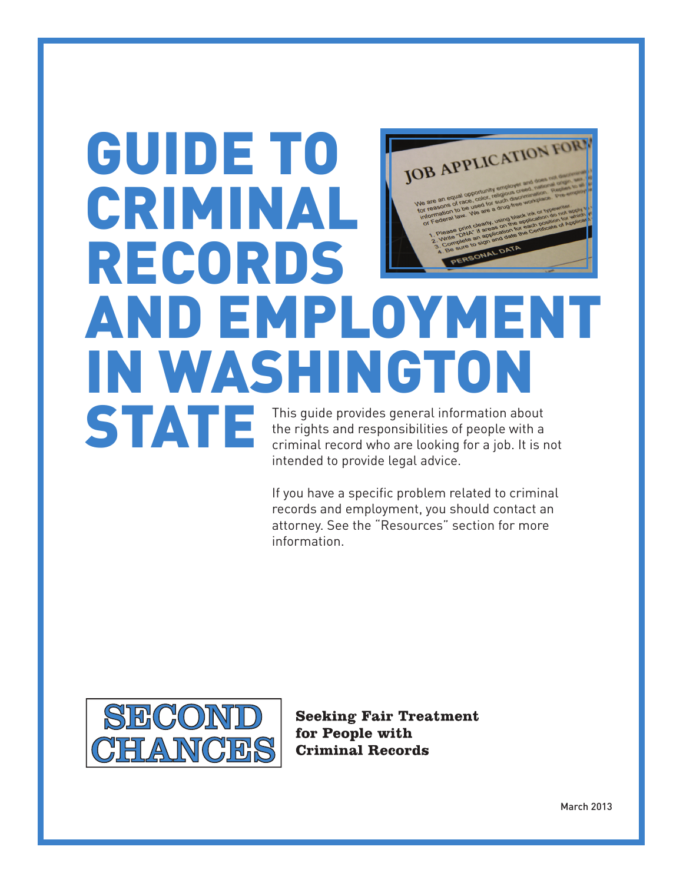# GUIDE TO CRIMINAL RECORDS AND EMPLOYMENT IN WASHINGTON STATE

This guide provides general information about the rights and responsibilities of people with a criminal record who are looking for a job. It is not intended to provide legal advice.

If you have a specific problem related to criminal records and employment, you should contact an attorney. See the "Resources" section for more information.

**SECOND CHANCES**

**Seeking Fair Treatment for People with Criminal Records**

March 2013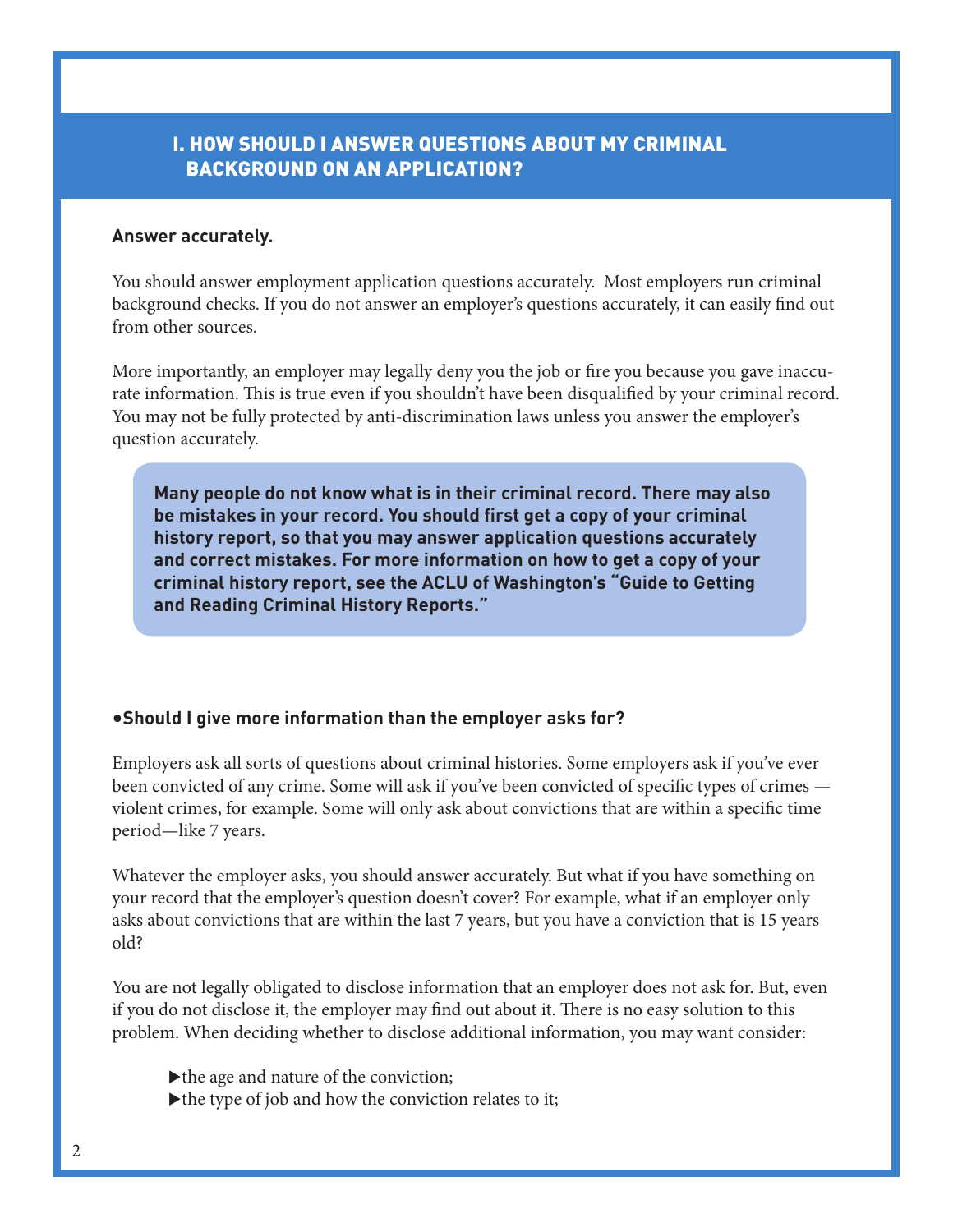## I. HOW SHOULD I ANSWER QUESTIONS ABOUT MY CRIMINAL BACKGROUND ON AN APPLICATION?

**Answer accurately.**

You should answer employment application questions accurately. Most employers run criminal background checks. If you do not answer an employer's questions accurately, it can easily find out from other sources.

More importantly, an employer may legally deny you the job or fire you because you gave inaccurate information. This is true even if you shouldn't have been disqualified by your criminal record. You may not be fully protected by anti-discrimination laws unless you answer the employer's question accurately.

> **Many people do not know what is in their criminal record. There may also be mistakes in your record. You should first get a copy of your criminal history report, so that you may answer application questions accurately and correct mistakes. For more information on how to get a copy of your criminal history report, see the ACLU of Washington's "Guide to Getting and Reading Criminal History Reports."**

**•Should I give more information than the employer asks for?**

Employers ask all sorts of questions about criminal histories. Some employers ask if you've ever been convicted of any crime. Some will ask if you've been convicted of specific types of crimes — violent crimes, for example. Some will only ask about convictions that are within a specific time period—like 7 years.

Whatever the employer asks, you should answer accurately. But what if you have something on your record that the employer's question doesn't cover? For example, what if an employer only asks about convictions that are within the last 7 years, but you have a conviction that is 15 years old?

You are not legally obligated to disclose information that an employer does not ask for. But, even if you do not disclose it, the employer may find out about it. There is no easy solution to this problem. When deciding whether to disclose additional information, you may want consider:

- ▶the age and nature of the conviction;
- ▶the type of job and how the conviction relates to it;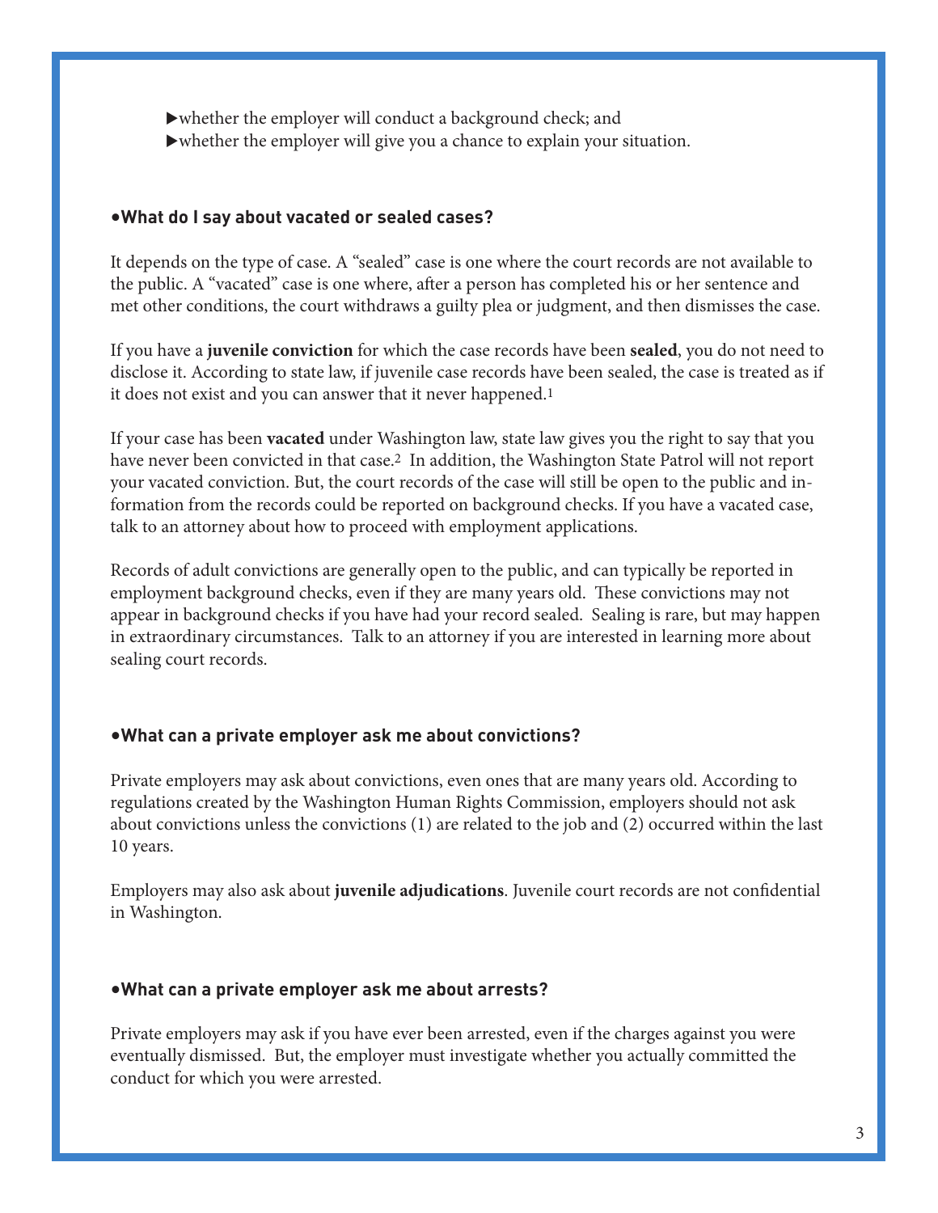- ▶whether the employer will conduct a background check; and
- ▶whether the employer will give you a chance to explain your situation.

### •What do I say about vacated or sealed cases?

It depends on the type of case. A "sealed" case is one where the court records are not available to the public. A "vacated" case is one where, after a person has completed his or her sentence and met other conditions, the court withdraws a guilty plea or judgment, and then dismisses the case.

If you have a **juvenile conviction** for which the case records have been **sealed**, you do not need to disclose it. According to state law, if juvenile case records have been sealed, the case is treated as if it does not exist and you can answer that it never happened.[1]

If your case has been **vacated** under Washington law, state law gives you the right to say that you have never been convicted in that case.[2] In addition, the Washington State Patrol will not report your vacated conviction. But, the court records of the case will still be open to the public and information from the records could be reported on background checks. If you have a vacated case, talk to an attorney about how to proceed with employment applications.

Records of adult convictions are generally open to the public, and can typically be reported in employment background checks, even if they are many years old. These convictions may not appear in background checks if you have had your record sealed. Sealing is rare, but may happen in extraordinary circumstances. Talk to an attorney if you are interested in learning more about sealing court records.

### •What can a private employer ask me about convictions?

Private employers may ask about convictions, even ones that are many years old. According to regulations created by the Washington Human Rights Commission, employers should not ask about convictions unless the convictions (1) are related to the job and (2) occurred within the last 10 years.

Employers may also ask about **juvenile adjudications**. Juvenile court records are not confidential in Washington.

### •What can a private employer ask me about arrests?

Private employers may ask if you have ever been arrested, even if the charges against you were eventually dismissed. But, the employer must investigate whether you actually committed the conduct for which you were arrested.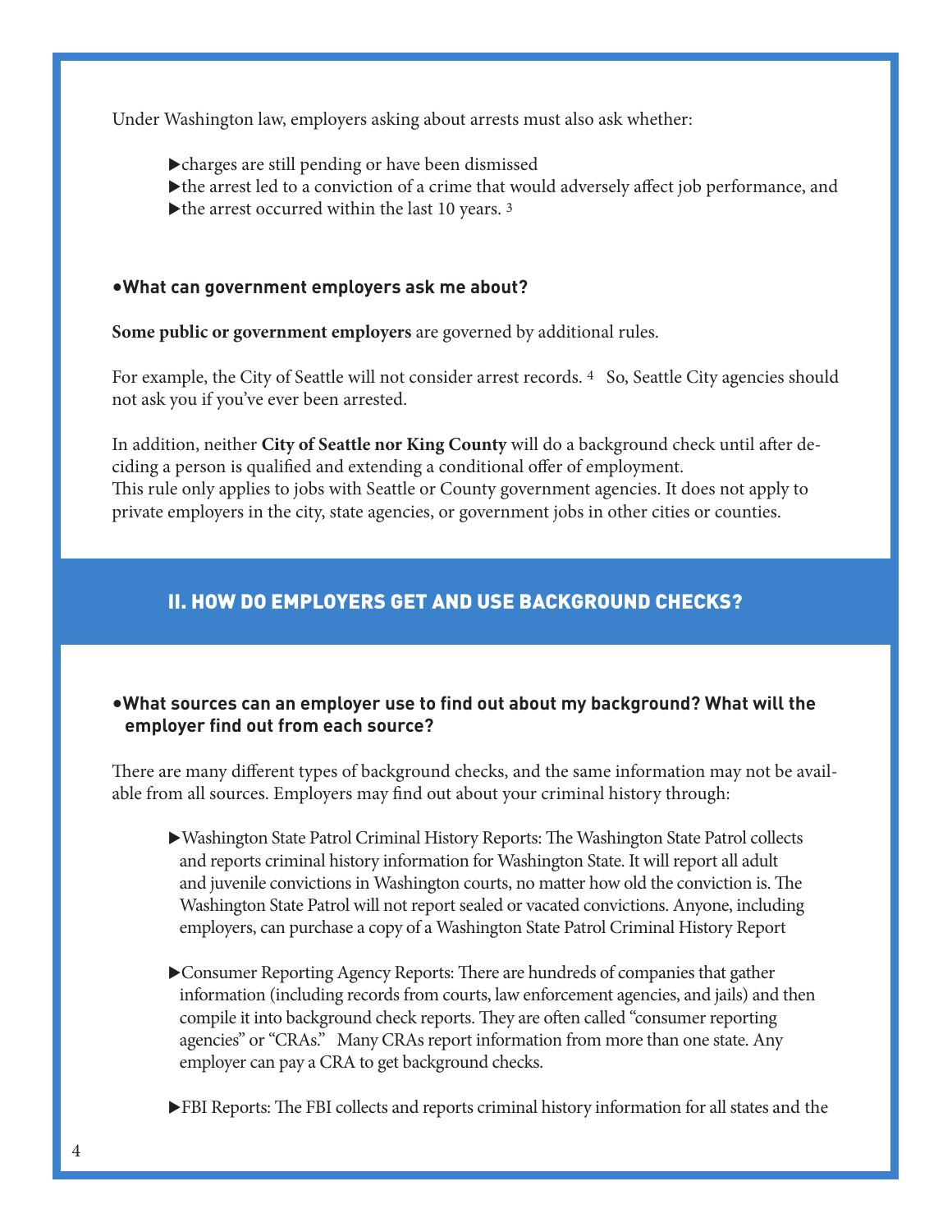Under Washington law, employers asking about arrests must also ask whether:

- charges are still pending or have been dismissed
- the arrest led to a conviction of a crime that would adversely affect job performance, and
- the arrest occurred within the last 10 years. [3]

### • What can government employers ask me about?

**Some public or government employers** are governed by additional rules.

For example, the City of Seattle will not consider arrest records. [4] So, Seattle City agencies should not ask you if you've ever been arrested.

In addition, neither **City of Seattle nor King County** will do a background check until after deciding a person is qualified and extending a conditional offer of employment.
This rule only applies to jobs with Seattle or County government agencies. It does not apply to private employers in the city, state agencies, or government jobs in other cities or counties.

## II. HOW DO EMPLOYERS GET AND USE BACKGROUND CHECKS?

### • What sources can an employer use to find out about my background? What will the employer find out from each source?

There are many different types of background checks, and the same information may not be available from all sources. Employers may find out about your criminal history through:

- Washington State Patrol Criminal History Reports: The Washington State Patrol collects and reports criminal history information for Washington State. It will report all adult and juvenile convictions in Washington courts, no matter how old the conviction is. The Washington State Patrol will not report sealed or vacated convictions. Anyone, including employers, can purchase a copy of a Washington State Patrol Criminal History Report

- Consumer Reporting Agency Reports: There are hundreds of companies that gather information (including records from courts, law enforcement agencies, and jails) and then compile it into background check reports. They are often called "consumer reporting agencies" or "CRAs." Many CRAs report information from more than one state. Any employer can pay a CRA to get background checks.

- FBI Reports: The FBI collects and reports criminal history information for all states and the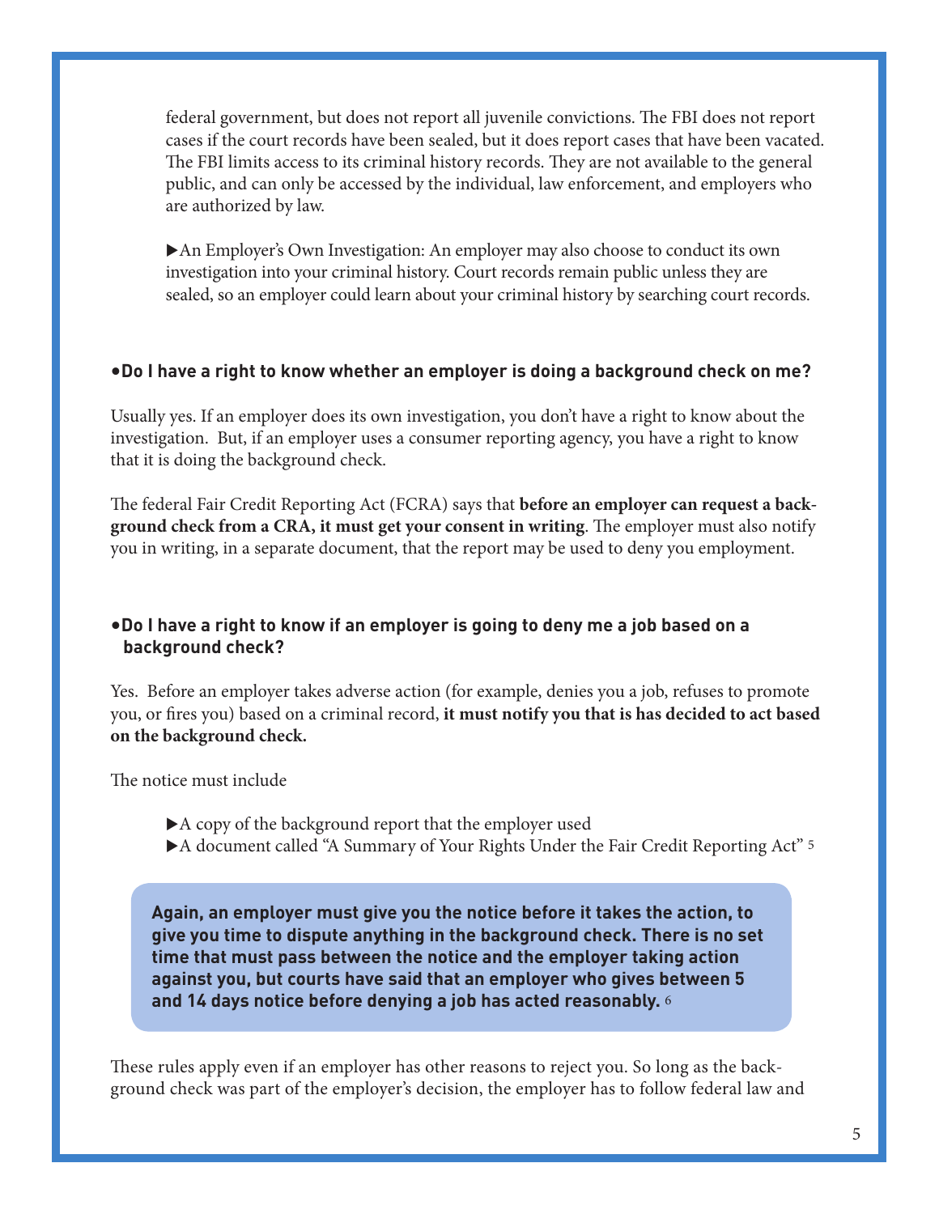federal government, but does not report all juvenile convictions. The FBI does not report cases if the court records have been sealed, but it does report cases that have been vacated. The FBI limits access to its criminal history records. They are not available to the general public, and can only be accessed by the individual, law enforcement, and employers who are authorized by law.

▶An Employer's Own Investigation: An employer may also choose to conduct its own investigation into your criminal history. Court records remain public unless they are sealed, so an employer could learn about your criminal history by searching court records.

### •Do I have a right to know whether an employer is doing a background check on me?

Usually yes. If an employer does its own investigation, you don't have a right to know about the investigation. But, if an employer uses a consumer reporting agency, you have a right to know that it is doing the background check.

The federal Fair Credit Reporting Act (FCRA) says that **before an employer can request a background check from a CRA, it must get your consent in writing**. The employer must also notify you in writing, in a separate document, that the report may be used to deny you employment.

### •Do I have a right to know if an employer is going to deny me a job based on a background check?

Yes. Before an employer takes adverse action (for example, denies you a job, refuses to promote you, or fires you) based on a criminal record, **it must notify you that is has decided to act based on the background check.**

The notice must include

- ▶A copy of the background report that the employer used
- ▶A document called "A Summary of Your Rights Under the Fair Credit Reporting Act" [5]

**Again, an employer must give you the notice before it takes the action, to give you time to dispute anything in the background check. There is no set time that must pass between the notice and the employer taking action against you, but courts have said that an employer who gives between 5 and 14 days notice before denying a job has acted reasonably.** [6]

These rules apply even if an employer has other reasons to reject you. So long as the background check was part of the employer's decision, the employer has to follow federal law and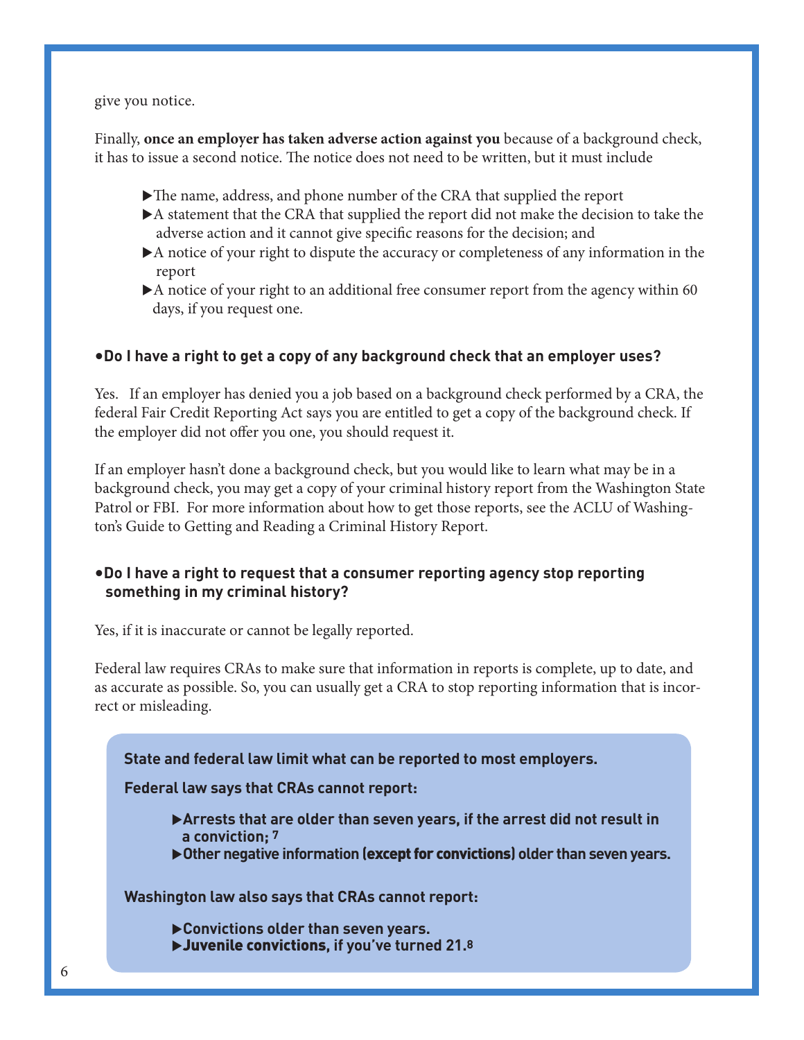give you notice.

Finally, **once an employer has taken adverse action against you** because of a background check, it has to issue a second notice. The notice does not need to be written, but it must include

- The name, address, and phone number of the CRA that supplied the report
- A statement that the CRA that supplied the report did not make the decision to take the adverse action and it cannot give specific reasons for the decision; and
- A notice of your right to dispute the accuracy or completeness of any information in the report
- A notice of your right to an additional free consumer report from the agency within 60 days, if you request one.

### • Do I have a right to get a copy of any background check that an employer uses?

Yes. If an employer has denied you a job based on a background check performed by a CRA, the federal Fair Credit Reporting Act says you are entitled to get a copy of the background check. If the employer did not offer you one, you should request it.

If an employer hasn't done a background check, but you would like to learn what may be in a background check, you may get a copy of your criminal history report from the Washington State Patrol or FBI. For more information about how to get those reports, see the ACLU of Washington's Guide to Getting and Reading a Criminal History Report.

### • Do I have a right to request that a consumer reporting agency stop reporting something in my criminal history?

Yes, if it is inaccurate or cannot be legally reported.

Federal law requires CRAs to make sure that information in reports is complete, up to date, and as accurate as possible. So, you can usually get a CRA to stop reporting information that is incorrect or misleading.

**State and federal law limit what can be reported to most employers.**

**Federal law says that CRAs cannot report:**

- **Arrests that are older than seven years, if the arrest did not result in a conviction;** [7]
- **Other negative information (except for convictions) older than seven years.**

**Washington law also says that CRAs cannot report:**

- **Convictions older than seven years.**
- **Juvenile convictions, if you've turned 21.**[8]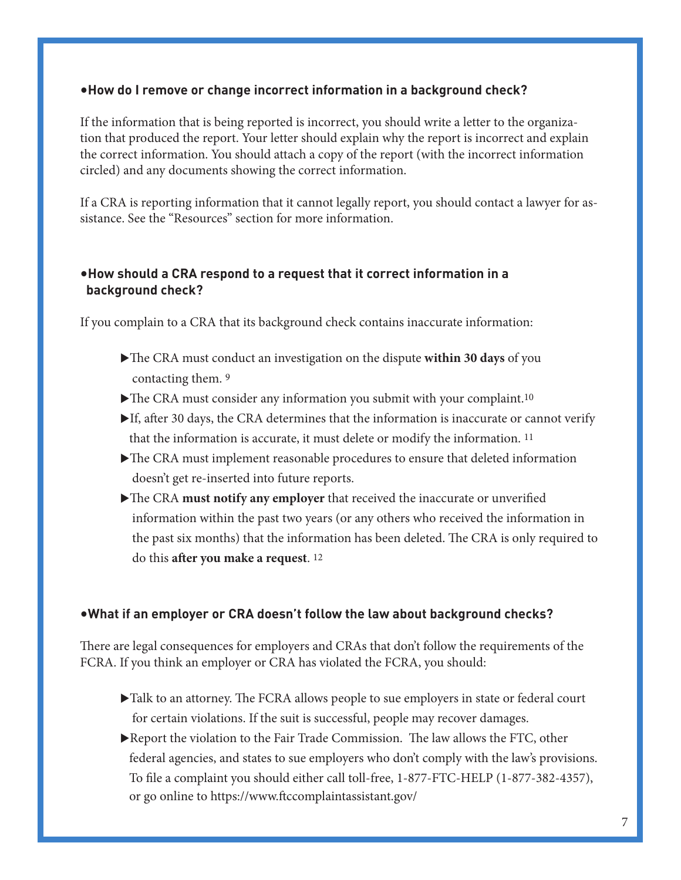## •How do I remove or change incorrect information in a background check?

If the information that is being reported is incorrect, you should write a letter to the organization that produced the report. Your letter should explain why the report is incorrect and explain the correct information. You should attach a copy of the report (with the incorrect information circled) and any documents showing the correct information.

If a CRA is reporting information that it cannot legally report, you should contact a lawyer for assistance. See the "Resources" section for more information.

## •How should a CRA respond to a request that it correct information in a background check?

If you complain to a CRA that its background check contains inaccurate information:

- ▶The CRA must conduct an investigation on the dispute **within 30 days** of you contacting them. [9]
- ▶The CRA must consider any information you submit with your complaint.[10]
- ▶If, after 30 days, the CRA determines that the information is inaccurate or cannot verify that the information is accurate, it must delete or modify the information. [11]
- ▶The CRA must implement reasonable procedures to ensure that deleted information doesn't get re-inserted into future reports.
- ▶The CRA **must notify any employer** that received the inaccurate or unverified information within the past two years (or any others who received the information in the past six months) that the information has been deleted. The CRA is only required to do this **after you make a request**. [12]

## •What if an employer or CRA doesn't follow the law about background checks?

There are legal consequences for employers and CRAs that don't follow the requirements of the FCRA. If you think an employer or CRA has violated the FCRA, you should:

- ▶Talk to an attorney. The FCRA allows people to sue employers in state or federal court for certain violations. If the suit is successful, people may recover damages.
- ▶Report the violation to the Fair Trade Commission. The law allows the FTC, other federal agencies, and states to sue employers who don't comply with the law's provisions. To file a complaint you should either call toll-free, 1-877-FTC-HELP (1-877-382-4357), or go online to https://www.ftccomplaintassistant.gov/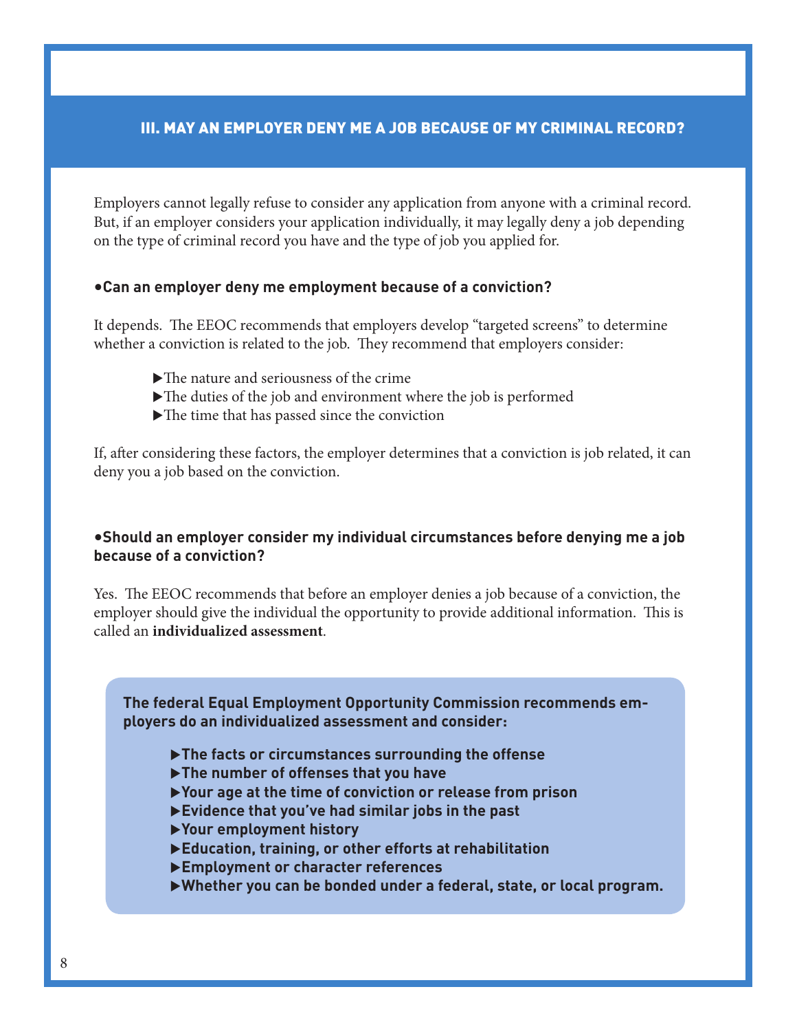## III. MAY AN EMPLOYER DENY ME A JOB BECAUSE OF MY CRIMINAL RECORD?

Employers cannot legally refuse to consider any application from anyone with a criminal record. But, if an employer considers your application individually, it may legally deny a job depending on the type of criminal record you have and the type of job you applied for.

**•Can an employer deny me employment because of a conviction?**

It depends. The EEOC recommends that employers develop "targeted screens" to determine whether a conviction is related to the job. They recommend that employers consider:

- ▶The nature and seriousness of the crime
- ▶The duties of the job and environment where the job is performed
- ▶The time that has passed since the conviction

If, after considering these factors, the employer determines that a conviction is job related, it can deny you a job based on the conviction.

**•Should an employer consider my individual circumstances before denying me a job because of a conviction?**

Yes. The EEOC recommends that before an employer denies a job because of a conviction, the employer should give the individual the opportunity to provide additional information. This is called an **individualized assessment**.

**The federal Equal Employment Opportunity Commission recommends employers do an individualized assessment and consider:**

- **▶The facts or circumstances surrounding the offense**
- **▶The number of offenses that you have**
- **▶Your age at the time of conviction or release from prison**
- **▶Evidence that you've had similar jobs in the past**
- **▶Your employment history**
- **▶Education, training, or other efforts at rehabilitation**
- **▶Employment or character references**
- **▶Whether you can be bonded under a federal, state, or local program.**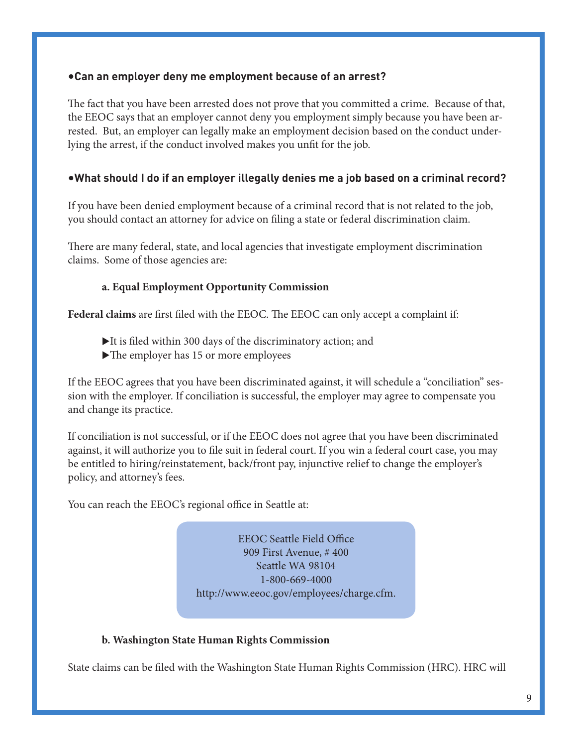### •Can an employer deny me employment because of an arrest?

The fact that you have been arrested does not prove that you committed a crime. Because of that, the EEOC says that an employer cannot deny you employment simply because you have been arrested. But, an employer can legally make an employment decision based on the conduct underlying the arrest, if the conduct involved makes you unfit for the job.

### •What should I do if an employer illegally denies me a job based on a criminal record?

If you have been denied employment because of a criminal record that is not related to the job, you should contact an attorney for advice on filing a state or federal discrimination claim.

There are many federal, state, and local agencies that investigate employment discrimination claims. Some of those agencies are:

#### a. Equal Employment Opportunity Commission

**Federal claims** are first filed with the EEOC. The EEOC can only accept a complaint if:

- ▶It is filed within 300 days of the discriminatory action; and
- ▶The employer has 15 or more employees

If the EEOC agrees that you have been discriminated against, it will schedule a "conciliation" session with the employer. If conciliation is successful, the employer may agree to compensate you and change its practice.

If conciliation is not successful, or if the EEOC does not agree that you have been discriminated against, it will authorize you to file suit in federal court. If you win a federal court case, you may be entitled to hiring/reinstatement, back/front pay, injunctive relief to change the employer's policy, and attorney's fees.

You can reach the EEOC's regional office in Seattle at:

> EEOC Seattle Field Office
> 909 First Avenue, # 400
> Seattle WA 98104
> 1-800-669-4000
> http://www.eeoc.gov/employees/charge.cfm.

#### b. Washington State Human Rights Commission

State claims can be filed with the Washington State Human Rights Commission (HRC). HRC will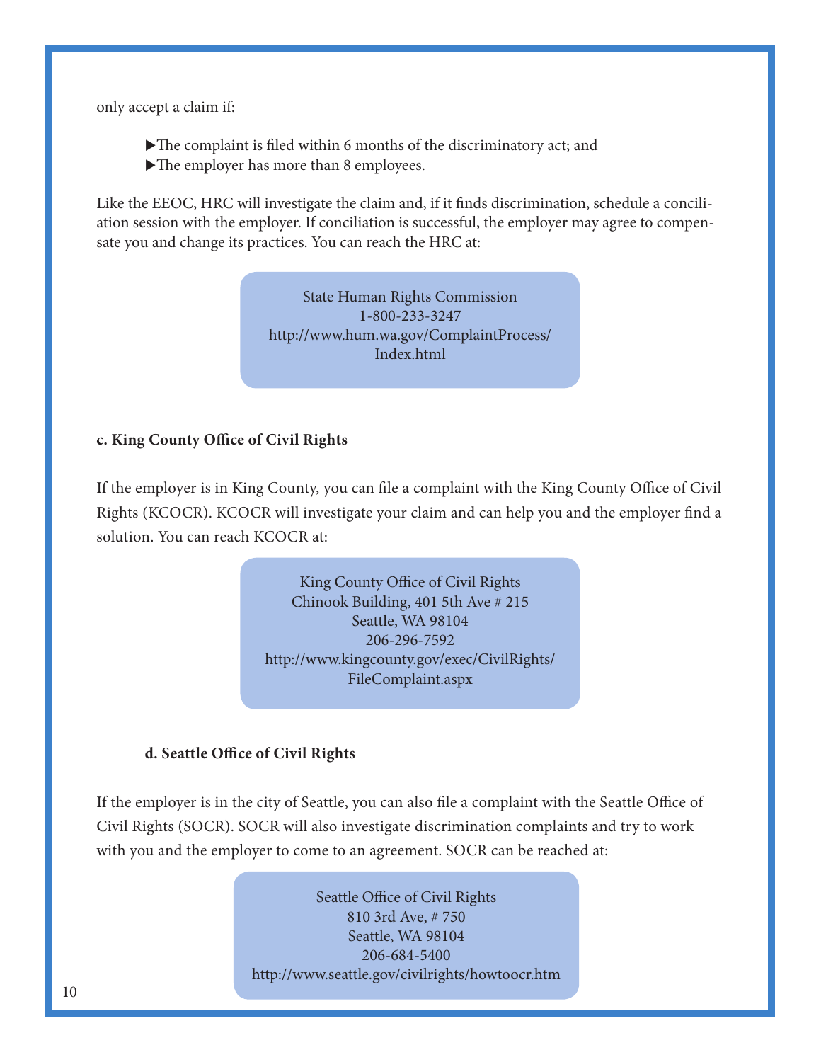only accept a claim if:

- ▶The complaint is filed within 6 months of the discriminatory act; and
- ▶The employer has more than 8 employees.

Like the EEOC, HRC will investigate the claim and, if it finds discrimination, schedule a conciliation session with the employer. If conciliation is successful, the employer may agree to compensate you and change its practices. You can reach the HRC at:

> State Human Rights Commission
> 1-800-233-3247
> http://www.hum.wa.gov/ComplaintProcess/Index.html

**c. King County Office of Civil Rights**

If the employer is in King County, you can file a complaint with the King County Office of Civil Rights (KCOCR). KCOCR will investigate your claim and can help you and the employer find a solution. You can reach KCOCR at:

> King County Office of Civil Rights
> Chinook Building, 401 5th Ave # 215
> Seattle, WA 98104
> 206-296-7592
> http://www.kingcounty.gov/exec/CivilRights/FileComplaint.aspx

**d. Seattle Office of Civil Rights**

If the employer is in the city of Seattle, you can also file a complaint with the Seattle Office of Civil Rights (SOCR). SOCR will also investigate discrimination complaints and try to work with you and the employer to come to an agreement. SOCR can be reached at:

> Seattle Office of Civil Rights
> 810 3rd Ave, # 750
> Seattle, WA 98104
> 206-684-5400
> http://www.seattle.gov/civilrights/howtoocr.htm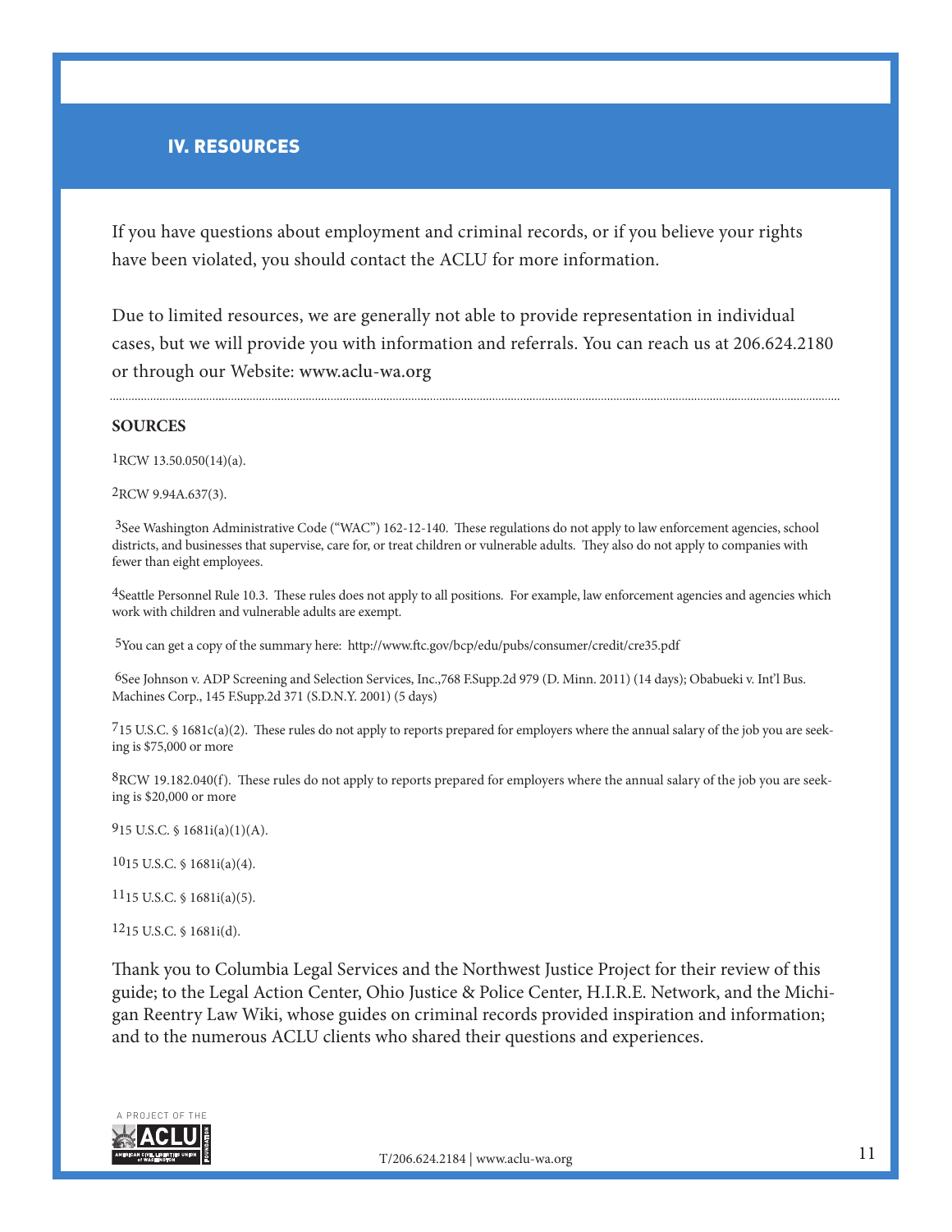## IV. RESOURCES

If you have questions about employment and criminal records, or if you believe your rights have been violated, you should contact the ACLU for more information.

Due to limited resources, we are generally not able to provide representation in individual cases, but we will provide you with information and referrals. You can reach us at 206.624.2180 or through our Website: www.aclu-wa.org

**SOURCES**

1RCW 13.50.050(14)(a).

2RCW 9.94A.637(3).

3See Washington Administrative Code ("WAC") 162-12-140. These regulations do not apply to law enforcement agencies, school districts, and businesses that supervise, care for, or treat children or vulnerable adults. They also do not apply to companies with fewer than eight employees.

4Seattle Personnel Rule 10.3. These rules does not apply to all positions. For example, law enforcement agencies and agencies which work with children and vulnerable adults are exempt.

5You can get a copy of the summary here: http://www.ftc.gov/bcp/edu/pubs/consumer/credit/cre35.pdf

6See Johnson v. ADP Screening and Selection Services, Inc.,768 F.Supp.2d 979 (D. Minn. 2011) (14 days); Obabueki v. Int'l Bus. Machines Corp., 145 F.Supp.2d 371 (S.D.N.Y. 2001) (5 days)

715 U.S.C. § 1681c(a)(2). These rules do not apply to reports prepared for employers where the annual salary of the job you are seeking is $75,000 or more

8RCW 19.182.040(f). These rules do not apply to reports prepared for employers where the annual salary of the job you are seeking is $20,000 or more

915 U.S.C. § 1681i(a)(1)(A).

1015 U.S.C. § 1681i(a)(4).

1115 U.S.C. § 1681i(a)(5).

1215 U.S.C. § 1681i(d).

Thank you to Columbia Legal Services and the Northwest Justice Project for their review of this guide; to the Legal Action Center, Ohio Justice & Police Center, H.I.R.E. Network, and the Michigan Reentry Law Wiki, whose guides on criminal records provided inspiration and information; and to the numerous ACLU clients who shared their questions and experiences.

A PROJECT OF THE ACLU AMERICAN CIVIL LIBERTIES UNION of WASHINGTON FOUNDATION

T/206.624.2184 | www.aclu-wa.org